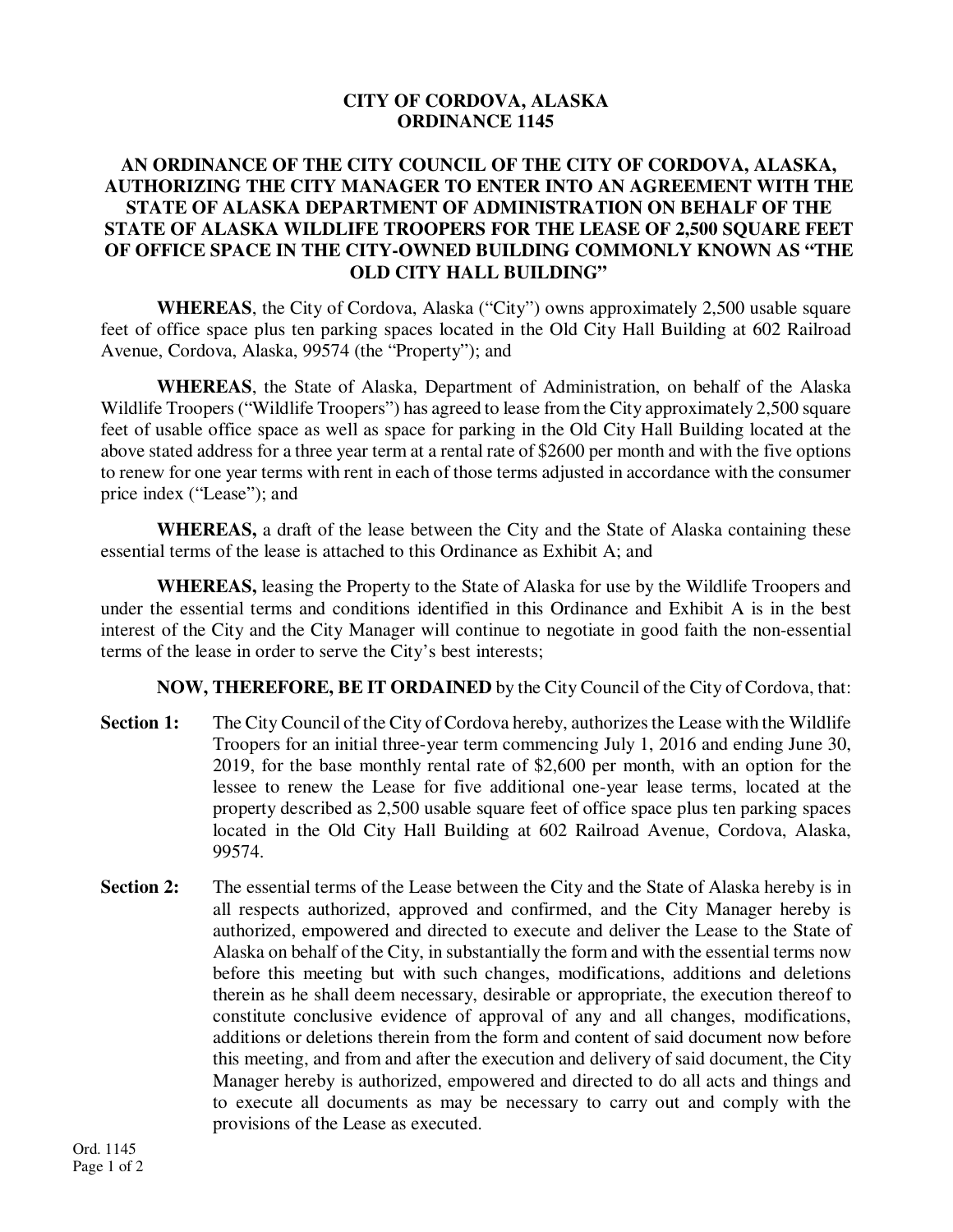# CITY OF CORDOVA, ALASKA
# ORDINANCE 1145

## AN ORDINANCE OF THE CITY COUNCIL OF THE CITY OF CORDOVA, ALASKA, AUTHORIZING THE CITY MANAGER TO ENTER INTO AN AGREEMENT WITH THE STATE OF ALASKA DEPARTMENT OF ADMINISTRATION ON BEHALF OF THE STATE OF ALASKA WILDLIFE TROOPERS FOR THE LEASE OF 2,500 SQUARE FEET OF OFFICE SPACE IN THE CITY-OWNED BUILDING COMMONLY KNOWN AS "THE OLD CITY HALL BUILDING"

**WHEREAS**, the City of Cordova, Alaska ("City") owns approximately 2,500 usable square feet of office space plus ten parking spaces located in the Old City Hall Building at 602 Railroad Avenue, Cordova, Alaska, 99574 (the "Property"); and

**WHEREAS**, the State of Alaska, Department of Administration, on behalf of the Alaska Wildlife Troopers ("Wildlife Troopers") has agreed to lease from the City approximately 2,500 square feet of usable office space as well as space for parking in the Old City Hall Building located at the above stated address for a three year term at a rental rate of $2600 per month and with the five options to renew for one year terms with rent in each of those terms adjusted in accordance with the consumer price index ("Lease"); and

**WHEREAS,** a draft of the lease between the City and the State of Alaska containing these essential terms of the lease is attached to this Ordinance as Exhibit A; and

**WHEREAS,** leasing the Property to the State of Alaska for use by the Wildlife Troopers and under the essential terms and conditions identified in this Ordinance and Exhibit A is in the best interest of the City and the City Manager will continue to negotiate in good faith the non-essential terms of the lease in order to serve the City's best interests;

**NOW, THEREFORE, BE IT ORDAINED** by the City Council of the City of Cordova, that:

**Section 1:** The City Council of the City of Cordova hereby, authorizes the Lease with the Wildlife Troopers for an initial three-year term commencing July 1, 2016 and ending June 30, 2019, for the base monthly rental rate of $2,600 per month, with an option for the lessee to renew the Lease for five additional one-year lease terms, located at the property described as 2,500 usable square feet of office space plus ten parking spaces located in the Old City Hall Building at 602 Railroad Avenue, Cordova, Alaska, 99574.

**Section 2:** The essential terms of the Lease between the City and the State of Alaska hereby is in all respects authorized, approved and confirmed, and the City Manager hereby is authorized, empowered and directed to execute and deliver the Lease to the State of Alaska on behalf of the City, in substantially the form and with the essential terms now before this meeting but with such changes, modifications, additions and deletions therein as he shall deem necessary, desirable or appropriate, the execution thereof to constitute conclusive evidence of approval of any and all changes, modifications, additions or deletions therein from the form and content of said document now before this meeting, and from and after the execution and delivery of said document, the City Manager hereby is authorized, empowered and directed to do all acts and things and to execute all documents as may be necessary to carry out and comply with the provisions of the Lease as executed.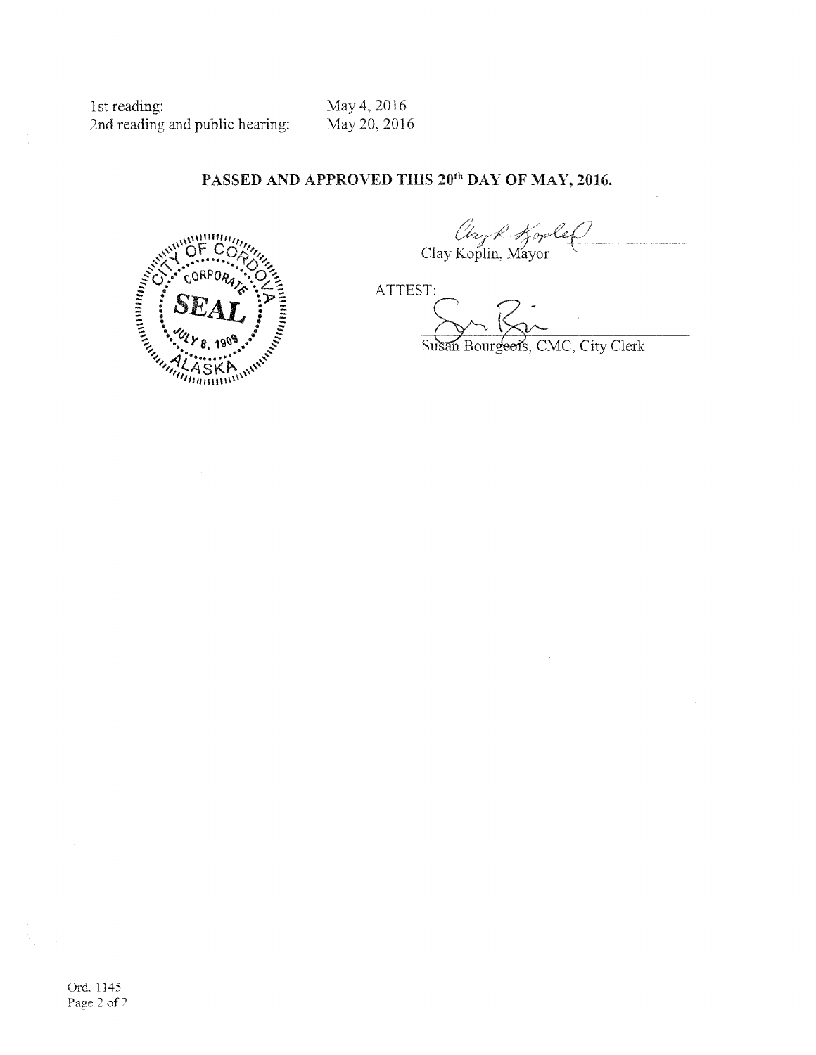1st reading: May 4, 2016
2nd reading and public hearing: May 20, 2016

**PASSED AND APPROVED THIS 20th DAY OF MAY, 2016.**

CITY OF CORDOVA
CORPORATE
SEAL
JULY 8, 1909
ALASKA

Clay Koplin, Mayor

ATTEST:

Susan Bourgeois, CMC, City Clerk

Ord. 1145